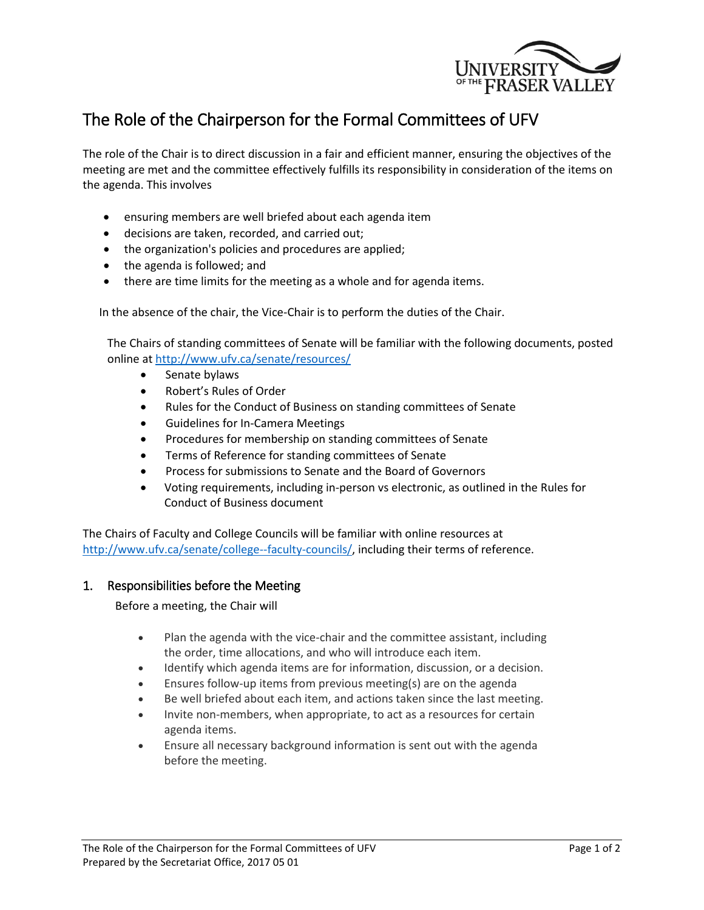# The Role of the Chairperson for the Formal Committees of UFV

The role of the Chair is to direct discussion in a fair and efficient manner, ensuring the objectives of the meeting are met and the committee effectively fulfills its responsibility in consideration of the items on the agenda. This involves

- ensuring members are well briefed about each agenda item
- decisions are taken, recorded, and carried out;
- the organization's policies and procedures are applied;
- the agenda is followed; and
- there are time limits for the meeting as a whole and for agenda items.

In the absence of the chair, the Vice-Chair is to perform the duties of the Chair.

The Chairs of standing committees of Senate will be familiar with the following documents, posted online at http://www.ufv.ca/senate/resources/

- Senate bylaws
- Robert's Rules of Order
- Rules for the Conduct of Business on standing committees of Senate
- Guidelines for In-Camera Meetings
- Procedures for membership on standing committees of Senate
- Terms of Reference for standing committees of Senate
- Process for submissions to Senate and the Board of Governors
- Voting requirements, including in-person vs electronic, as outlined in the Rules for Conduct of Business document

The Chairs of Faculty and College Councils will be familiar with online resources at http://www.ufv.ca/senate/college--faculty-councils/, including their terms of reference.

## 1. Responsibilities before the Meeting

Before a meeting, the Chair will

- Plan the agenda with the vice-chair and the committee assistant, including the order, time allocations, and who will introduce each item.
- Identify which agenda items are for information, discussion, or a decision.
- Ensures follow-up items from previous meeting(s) are on the agenda
- Be well briefed about each item, and actions taken since the last meeting.
- Invite non-members, when appropriate, to act as a resources for certain agenda items.
- Ensure all necessary background information is sent out with the agenda before the meeting.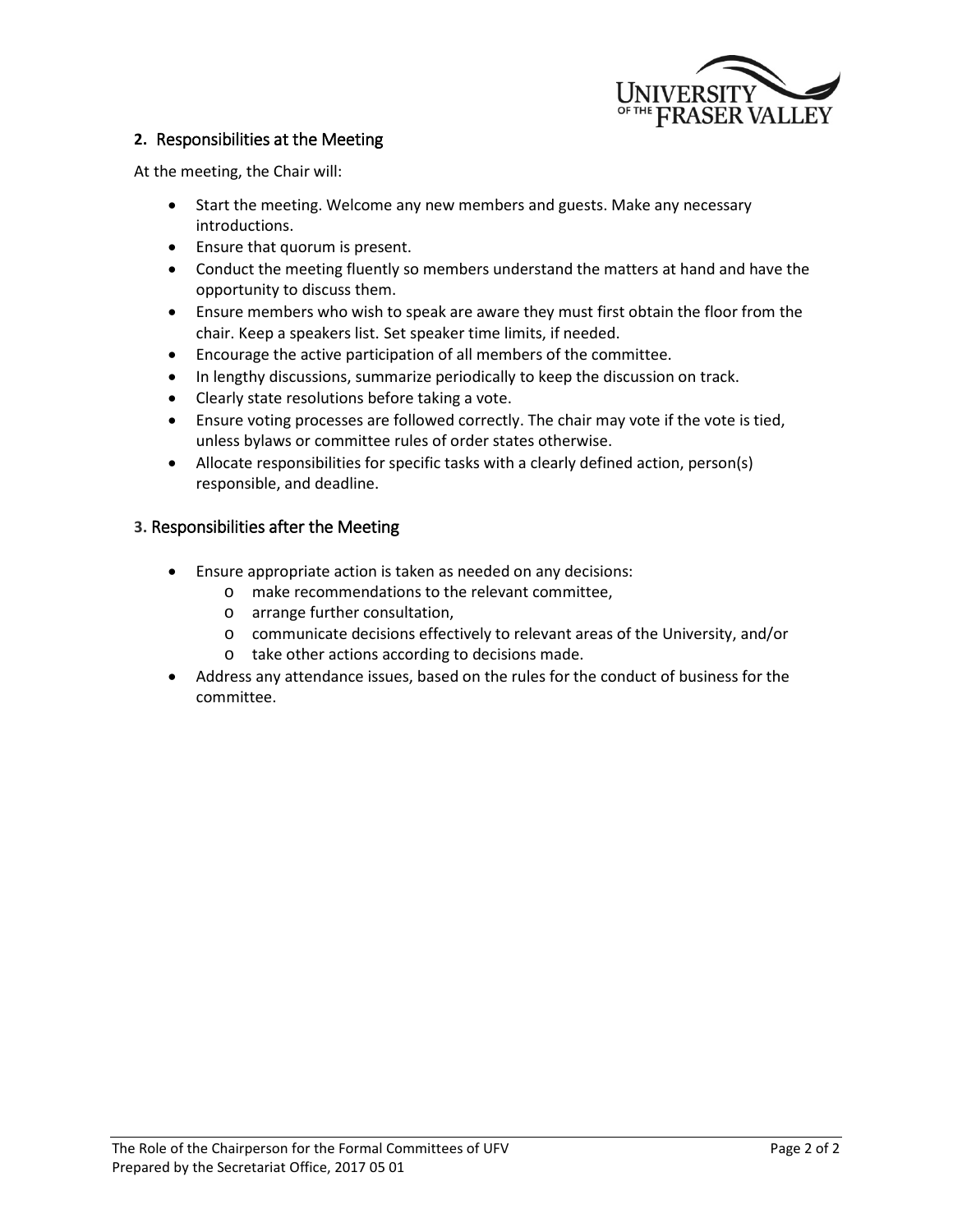## 2. Responsibilities at the Meeting

At the meeting, the Chair will:

- Start the meeting. Welcome any new members and guests. Make any necessary introductions.
- Ensure that quorum is present.
- Conduct the meeting fluently so members understand the matters at hand and have the opportunity to discuss them.
- Ensure members who wish to speak are aware they must first obtain the floor from the chair. Keep a speakers list. Set speaker time limits, if needed.
- Encourage the active participation of all members of the committee.
- In lengthy discussions, summarize periodically to keep the discussion on track.
- Clearly state resolutions before taking a vote.
- Ensure voting processes are followed correctly. The chair may vote if the vote is tied, unless bylaws or committee rules of order states otherwise.
- Allocate responsibilities for specific tasks with a clearly defined action, person(s) responsible, and deadline.

## 3. Responsibilities after the Meeting

- Ensure appropriate action is taken as needed on any decisions:
  - make recommendations to the relevant committee,
  - arrange further consultation,
  - communicate decisions effectively to relevant areas of the University, and/or
  - take other actions according to decisions made.
- Address any attendance issues, based on the rules for the conduct of business for the committee.